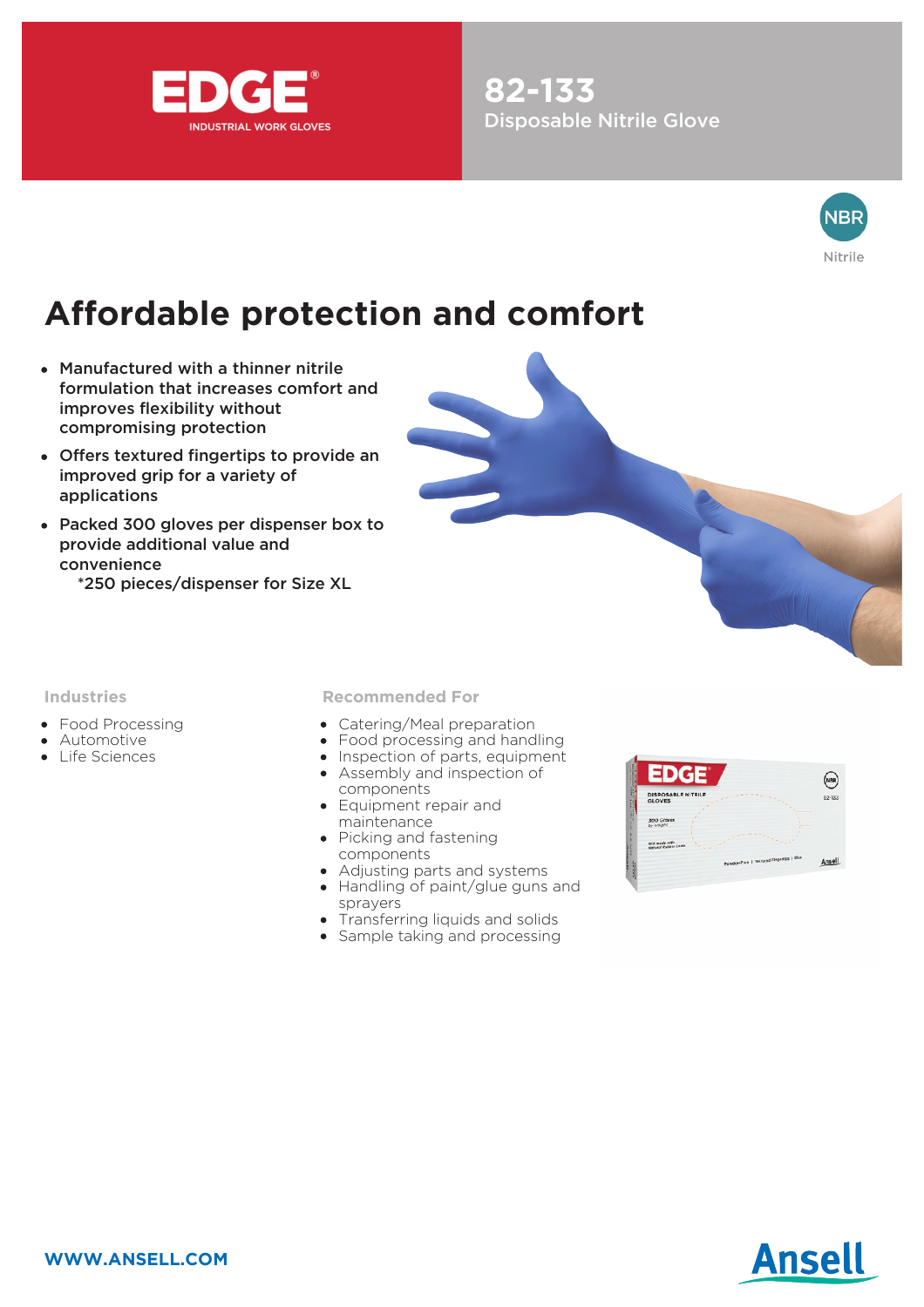EDGE®
INDUSTRIAL WORK GLOVES

# 82-133
Disposable Nitrile Glove

NBR
Nitrile

## Affordable protection and comfort

- Manufactured with a thinner nitrile formulation that increases comfort and improves flexibility without compromising protection
- Offers textured fingertips to provide an improved grip for a variety of applications
- Packed 300 gloves per dispenser box to provide additional value and convenience
  *250 pieces/dispenser for Size XL

### Industries

- Food Processing
- Automotive
- Life Sciences

### Recommended For

- Catering/Meal preparation
- Food processing and handling
- Inspection of parts, equipment
- Assembly and inspection of components
- Equipment repair and maintenance
- Picking and fastening components
- Adjusting parts and systems
- Handling of paint/glue guns and sprayers
- Transferring liquids and solids
- Sample taking and processing

WWW.ANSELL.COM

Ansell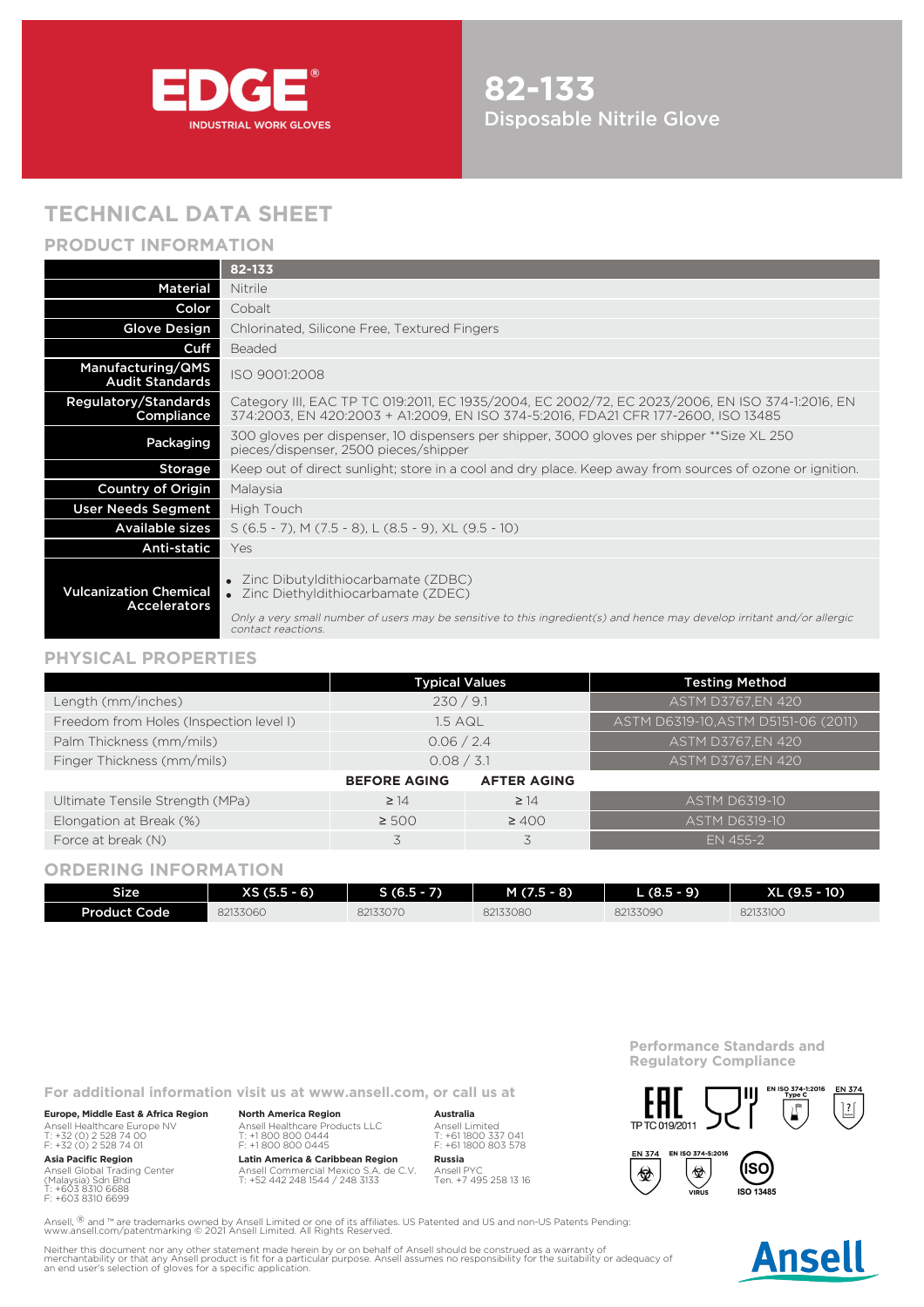# EDGE®

INDUSTRIAL WORK GLOVES

# 82-133

Disposable Nitrile Glove

## TECHNICAL DATA SHEET

### PRODUCT INFORMATION

| | 82-133 |
|---|---|
| Material | Nitrile |
| Color | Cobalt |
| Glove Design | Chlorinated, Silicone Free, Textured Fingers |
| Cuff | Beaded |
| Manufacturing/QMS Audit Standards | ISO 9001:2008 |
| Regulatory/Standards Compliance | Category III, EAC TP TC 019:2011, EC 1935/2004, EC 2002/72, EC 2023/2006, EN ISO 374-1:2016, EN 374:2003, EN 420:2003 + A1:2009, EN ISO 374-5:2016, FDA21 CFR 177-2600, ISO 13485 |
| Packaging | 300 gloves per dispenser, 10 dispensers per shipper, 3000 gloves per shipper **Size XL 250 pieces/dispenser, 2500 pieces/shipper |
| Storage | Keep out of direct sunlight; store in a cool and dry place. Keep away from sources of ozone or ignition. |
| Country of Origin | Malaysia |
| User Needs Segment | High Touch |
| Available sizes | S (6.5 - 7), M (7.5 - 8), L (8.5 - 9), XL (9.5 - 10) |
| Anti-static | Yes |
| Vulcanization Chemical Accelerators | • Zinc Dibutyldithiocarbamate (ZDBC) • Zinc Diethyldithiocarbamate (ZDEC) *Only a very small number of users may be sensitive to this ingredient(s) and hence may develop irritant and/or allergic contact reactions.* |

### PHYSICAL PROPERTIES

| | Typical Values | | Testing Method |
|---|---|---|---|
| Length (mm/inches) | 230 / 9.1 | | ASTM D3767,EN 420 |
| Freedom from Holes (Inspection level I) | 1.5 AQL | | ASTM D6319-10,ASTM D5151-06 (2011) |
| Palm Thickness (mm/mils) | 0.06 / 2.4 | | ASTM D3767,EN 420 |
| Finger Thickness (mm/mils) | 0.08 / 3.1 | | ASTM D3767,EN 420 |
| | **BEFORE AGING** | **AFTER AGING** | |
| Ultimate Tensile Strength (MPa) | ≥ 14 | ≥ 14 | ASTM D6319-10 |
| Elongation at Break (%) | ≥ 500 | ≥ 400 | ASTM D6319-10 |
| Force at break (N) | 3 | 3 | EN 455-2 |

### ORDERING INFORMATION

| Size | XS (5.5 - 6) | S (6.5 - 7) | M (7.5 - 8) | L (8.5 - 9) | XL (9.5 - 10) |
|---|---|---|---|---|---|
| Product Code | 82133060 | 82133070 | 82133080 | 82133090 | 82133100 |

**Performance Standards and Regulatory Compliance**

EAC TP TC 019/2011

EN ISO 374-1:2016 Type C

EN 374

EN 374

EN ISO 374-5:2016 VIRUS

ISO 13485

**For additional information visit us at www.ansell.com, or call us at**

**Europe, Middle East & Africa Region**
Ansell Healthcare Europe NV
T: +32 (0) 2 528 74 00
F: +32 (0) 2 528 74 01

**Asia Pacific Region**
Ansell Global Trading Center (Malaysia) Sdn Bhd
T: +603 8310 6688
F: +603 8310 6699

**North America Region**
Ansell Healthcare Products LLC
T: +1 800 800 0444
F: +1 800 800 0445

**Latin America & Caribbean Region**
Ansell Commercial Mexico S.A. de C.V.
T: +52 442 248 1544 / 248 3133

**Australia**
Ansell Limited
T: +61 1800 337 041
F: +61 1800 803 578

**Russia**
Ansell PYC
Тел. +7 495 258 13 16

Ansell, ® and ™ are trademarks owned by Ansell Limited or one of its affiliates. US Patented and US and non-US Patents Pending: www.ansell.com/patentmarking © 2021 Ansell Limited. All Rights Reserved.

Neither this document nor any other statement made herein by or on behalf of Ansell should be construed as a warranty of merchantability or that any Ansell product is fit for a particular purpose. Ansell assumes no responsibility for the suitability or adequacy of an end user's selection of gloves for a specific application.

Ansell